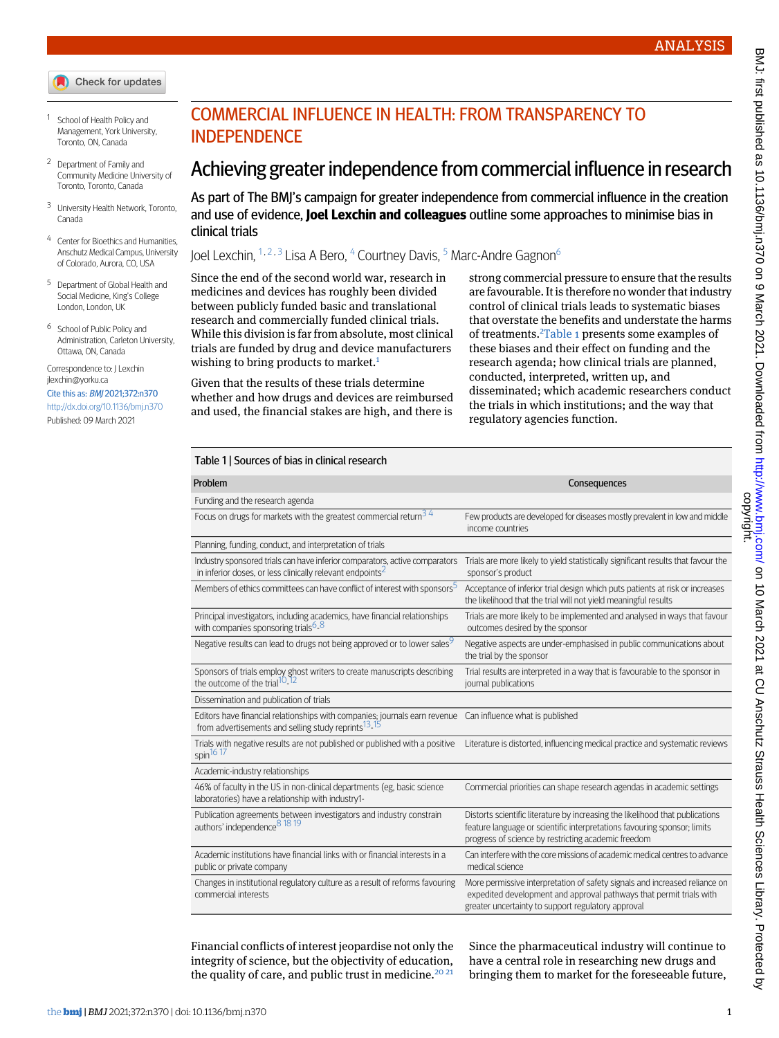# COMMERCIAL INFLUENCE IN HEALTH: FROM TRANSPARENCY TO INDEPENDENCE

# Achieving greater independence from commercial influence in research

As part of The BMJ's campaign for greater independence from commercial influence in the creation and use of evidence, **Joel Lexchin and colleagues** outline some approaches to minimise bias in clinical trials

Joel Lexchin,[1,2,3] Lisa A Bero,[4] Courtney Davis,[5] Marc-Andre Gagnon[6]

1. School of Health Policy and Management, York University, Toronto, ON, Canada
2. Department of Family and Community Medicine University of Toronto, Toronto, Canada
3. University Health Network, Toronto, Canada
4. Center for Bioethics and Humanities, Anschutz Medical Campus, University of Colorado, Aurora, CO, USA
5. Department of Global Health and Social Medicine, King's College London, London, UK
6. School of Public Policy and Administration, Carleton University, Ottawa, ON, Canada

Correspondence to: J Lexchin jlexchin@yorku.ca

Cite this as: *BMJ* 2021;372:n370

http://dx.doi.org/10.1136/bmj.n370

Published: 09 March 2021

Since the end of the second world war, research in medicines and devices has roughly been divided between publicly funded basic and translational research and commercially funded clinical trials. While this division is far from absolute, most clinical trials are funded by drug and device manufacturers wishing to bring products to market.[1]

Given that the results of these trials determine whether and how drugs and devices are reimbursed and used, the financial stakes are high, and there is strong commercial pressure to ensure that the results are favourable. It is therefore no wonder that industry control of clinical trials leads to systematic biases that overstate the benefits and understate the harms of treatments.[2] Table 1 presents some examples of these biases and their effect on funding and the research agenda; how clinical trials are planned, conducted, interpreted, written up, and disseminated; which academic researchers conduct the trials in which institutions; and the way that regulatory agencies function.

Table 1 | Sources of bias in clinical research

| Problem | Consequences |
|---|---|
| Funding and the research agenda | |
| Focus on drugs for markets with the greatest commercial return[3,4] | Few products are developed for diseases mostly prevalent in low and middle income countries |
| Planning, funding, conduct, and interpretation of trials | |
| Industry sponsored trials can have inferior comparators, active comparators in inferior doses, or less clinically relevant endpoints[2] | Trials are more likely to yield statistically significant results that favour the sponsor's product |
| Members of ethics committees can have conflict of interest with sponsors[5] | Acceptance of inferior trial design which puts patients at risk or increases the likelihood that the trial will not yield meaningful results |
| Principal investigators, including academics, have financial relationships with companies sponsoring trials[6-8] | Trials are more likely to be implemented and analysed in ways that favour outcomes desired by the sponsor |
| Negative results can lead to drugs not being approved or to lower sales[9] | Negative aspects are under-emphasised in public communications about the trial by the sponsor |
| Sponsors of trials employ ghost writers to create manuscripts describing the outcome of the trial[10-12] | Trial results are interpreted in a way that is favourable to the sponsor in journal publications |
| Dissemination and publication of trials | |
| Editors have financial relationships with companies; journals earn revenue from advertisements and selling study reprints[13-15] | Can influence what is published |
| Trials with negative results are not published or published with a positive spin[16,17] | Literature is distorted, influencing medical practice and systematic reviews |
| Academic-industry relationships | |
| 46% of faculty in the US in non-clinical departments (eg, basic science laboratories) have a relationship with industry1- | Commercial priorities can shape research agendas in academic settings |
| Publication agreements between investigators and industry constrain authors' independence[8,18,19] | Distorts scientific literature by increasing the likelihood that publications feature language or scientific interpretations favouring sponsor; limits progress of science by restricting academic freedom |
| Academic institutions have financial links with or financial interests in a public or private company | Can interfere with the core missions of academic medical centres to advance medical science |
| Changes in institutional regulatory culture as a result of reforms favouring commercial interests | More permissive interpretation of safety signals and increased reliance on expedited development and approval pathways that permit trials with greater uncertainty to support regulatory approval |

Financial conflicts of interest jeopardise not only the integrity of science, but the objectivity of education, the quality of care, and public trust in medicine.[20,21]

Since the pharmaceutical industry will continue to have a central role in researching new drugs and bringing them to market for the foreseeable future,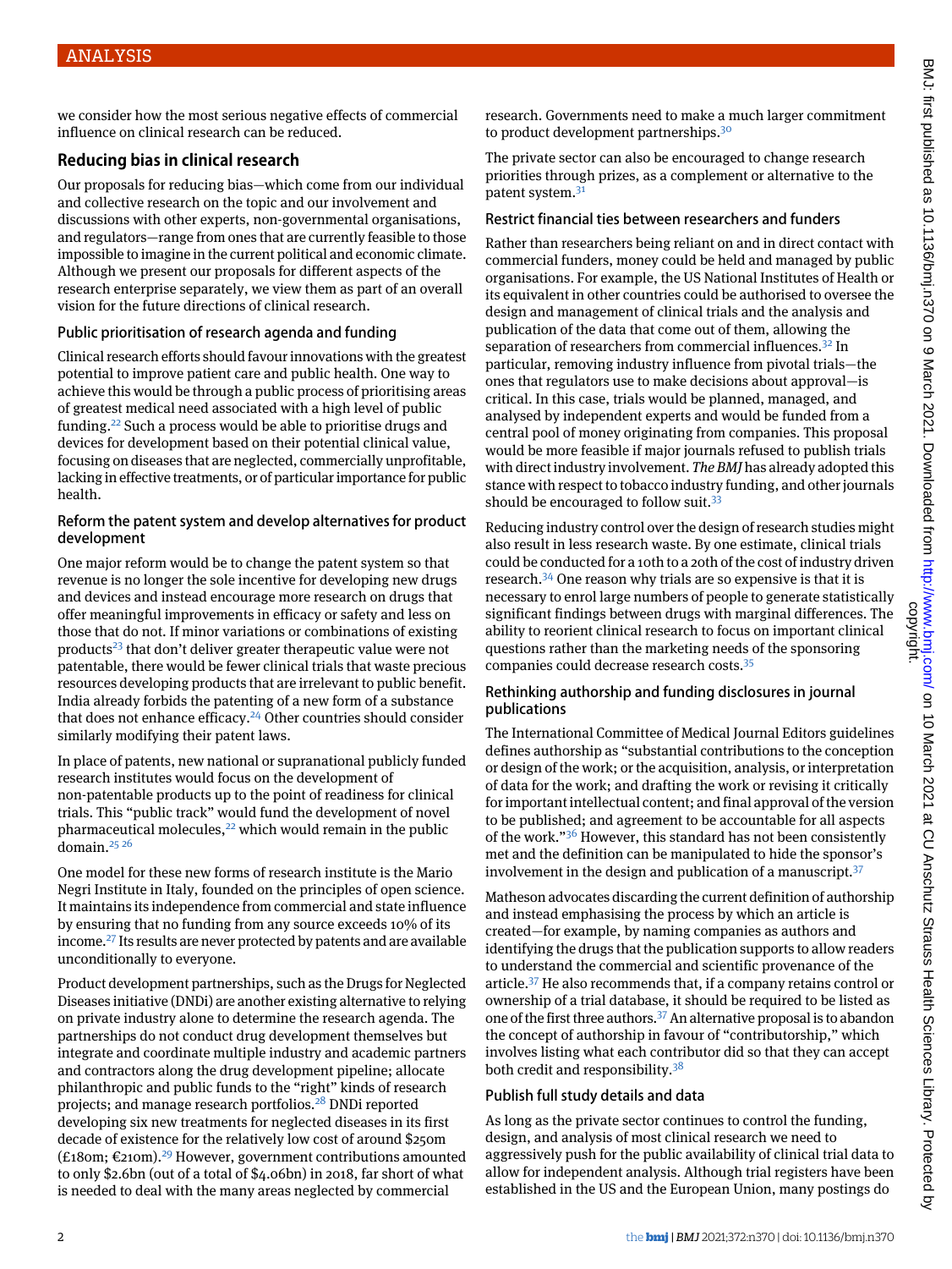we consider how the most serious negative effects of commercial influence on clinical research can be reduced.

## Reducing bias in clinical research

Our proposals for reducing bias—which come from our individual and collective research on the topic and our involvement and discussions with other experts, non-governmental organisations, and regulators—range from ones that are currently feasible to those impossible to imagine in the current political and economic climate. Although we present our proposals for different aspects of the research enterprise separately, we view them as part of an overall vision for the future directions of clinical research.

### Public prioritisation of research agenda and funding

Clinical research efforts should favour innovations with the greatest potential to improve patient care and public health. One way to achieve this would be through a public process of prioritising areas of greatest medical need associated with a high level of public funding.[22] Such a process would be able to prioritise drugs and devices for development based on their potential clinical value, focusing on diseases that are neglected, commercially unprofitable, lacking in effective treatments, or of particular importance for public health.

### Reform the patent system and develop alternatives for product development

One major reform would be to change the patent system so that revenue is no longer the sole incentive for developing new drugs and devices and instead encourage more research on drugs that offer meaningful improvements in efficacy or safety and less on those that do not. If minor variations or combinations of existing products[23] that don't deliver greater therapeutic value were not patentable, there would be fewer clinical trials that waste precious resources developing products that are irrelevant to public benefit. India already forbids the patenting of a new form of a substance that does not enhance efficacy.[24] Other countries should consider similarly modifying their patent laws.

In place of patents, new national or supranational publicly funded research institutes would focus on the development of non-patentable products up to the point of readiness for clinical trials. This "public track" would fund the development of novel pharmaceutical molecules,[22] which would remain in the public domain.[25 26]

One model for these new forms of research institute is the Mario Negri Institute in Italy, founded on the principles of open science. It maintains its independence from commercial and state influence by ensuring that no funding from any source exceeds 10% of its income.[27] Its results are never protected by patents and are available unconditionally to everyone.

Product development partnerships, such as the Drugs for Neglected Diseases initiative (DNDi) are another existing alternative to relying on private industry alone to determine the research agenda. The partnerships do not conduct drug development themselves but integrate and coordinate multiple industry and academic partners and contractors along the drug development pipeline; allocate philanthropic and public funds to the "right" kinds of research projects; and manage research portfolios.[28] DNDi reported developing six new treatments for neglected diseases in its first decade of existence for the relatively low cost of around $250m (£180m; €210m).[29] However, government contributions amounted to only $2.6bn (out of a total of $4.06bn) in 2018, far short of what is needed to deal with the many areas neglected by commercial research. Governments need to make a much larger commitment to product development partnerships.[30]

The private sector can also be encouraged to change research priorities through prizes, as a complement or alternative to the patent system.[31]

### Restrict financial ties between researchers and funders

Rather than researchers being reliant on and in direct contact with commercial funders, money could be held and managed by public organisations. For example, the US National Institutes of Health or its equivalent in other countries could be authorised to oversee the design and management of clinical trials and the analysis and publication of the data that come out of them, allowing the separation of researchers from commercial influences.[32] In particular, removing industry influence from pivotal trials—the ones that regulators use to make decisions about approval—is critical. In this case, trials would be planned, managed, and analysed by independent experts and would be funded from a central pool of money originating from companies. This proposal would be more feasible if major journals refused to publish trials with direct industry involvement. *The BMJ* has already adopted this stance with respect to tobacco industry funding, and other journals should be encouraged to follow suit.[33]

Reducing industry control over the design of research studies might also result in less research waste. By one estimate, clinical trials could be conducted for a 10th to a 20th of the cost of industry driven research.[34] One reason why trials are so expensive is that it is necessary to enrol large numbers of people to generate statistically significant findings between drugs with marginal differences. The ability to reorient clinical research to focus on important clinical questions rather than the marketing needs of the sponsoring companies could decrease research costs.[35]

### Rethinking authorship and funding disclosures in journal publications

The International Committee of Medical Journal Editors guidelines defines authorship as "substantial contributions to the conception or design of the work; or the acquisition, analysis, or interpretation of data for the work; and drafting the work or revising it critically for important intellectual content; and final approval of the version to be published; and agreement to be accountable for all aspects of the work."[36] However, this standard has not been consistently met and the definition can be manipulated to hide the sponsor's involvement in the design and publication of a manuscript.[37]

Matheson advocates discarding the current definition of authorship and instead emphasising the process by which an article is created—for example, by naming companies as authors and identifying the drugs that the publication supports to allow readers to understand the commercial and scientific provenance of the article.[37] He also recommends that, if a company retains control or ownership of a trial database, it should be required to be listed as one of the first three authors.[37] An alternative proposal is to abandon the concept of authorship in favour of "contributorship," which involves listing what each contributor did so that they can accept both credit and responsibility.[38]

### Publish full study details and data

As long as the private sector continues to control the funding, design, and analysis of most clinical research we need to aggressively push for the public availability of clinical trial data to allow for independent analysis. Although trial registers have been established in the US and the European Union, many postings do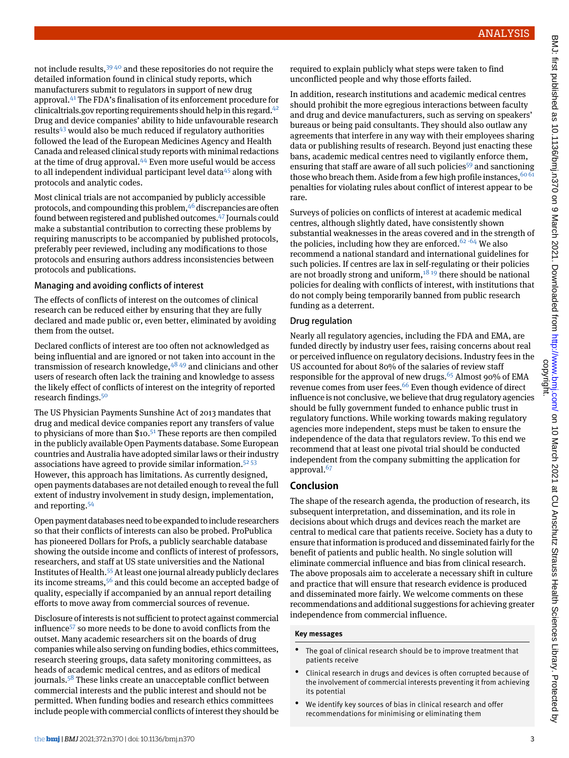not include results,[39 40] and these repositories do not require the detailed information found in clinical study reports, which manufacturers submit to regulators in support of new drug approval.[41] The FDA's finalisation of its enforcement procedure for clinicaltrials.gov reporting requirements should help in this regard.[42] Drug and device companies' ability to hide unfavourable research results[43] would also be much reduced if regulatory authorities followed the lead of the European Medicines Agency and Health Canada and released clinical study reports with minimal redactions at the time of drug approval.[44] Even more useful would be access to all independent individual participant level data[45] along with protocols and analytic codes.

Most clinical trials are not accompanied by publicly accessible protocols, and compounding this problem,[46] discrepancies are often found between registered and published outcomes.[47] Journals could make a substantial contribution to correcting these problems by requiring manuscripts to be accompanied by published protocols, preferably peer reviewed, including any modifications to those protocols and ensuring authors address inconsistencies between protocols and publications.

### Managing and avoiding conflicts of interest

The effects of conflicts of interest on the outcomes of clinical research can be reduced either by ensuring that they are fully declared and made public or, even better, eliminated by avoiding them from the outset.

Declared conflicts of interest are too often not acknowledged as being influential and are ignored or not taken into account in the transmission of research knowledge,[48 49] and clinicians and other users of research often lack the training and knowledge to assess the likely effect of conflicts of interest on the integrity of reported research findings.[50]

The US Physician Payments Sunshine Act of 2013 mandates that drug and medical device companies report any transfers of value to physicians of more than $10.[51] These reports are then compiled in the publicly available Open Payments database. Some European countries and Australia have adopted similar laws or their industry associations have agreed to provide similar information.[52 53] However, this approach has limitations. As currently designed, open payments databases are not detailed enough to reveal the full extent of industry involvement in study design, implementation, and reporting.[54]

Open payment databases need to be expanded to include researchers so that their conflicts of interests can also be probed. ProPublica has pioneered Dollars for Profs, a publicly searchable database showing the outside income and conflicts of interest of professors, researchers, and staff at US state universities and the National Institutes of Health.[55] At least one journal already publicly declares its income streams,[56] and this could become an accepted badge of quality, especially if accompanied by an annual report detailing efforts to move away from commercial sources of revenue.

Disclosure of interests is not sufficient to protect against commercial influence[57] so more needs to be done to avoid conflicts from the outset. Many academic researchers sit on the boards of drug companies while also serving on funding bodies, ethics committees, research steering groups, data safety monitoring committees, as heads of academic medical centres, and as editors of medical journals.[58] These links create an unacceptable conflict between commercial interests and the public interest and should not be permitted. When funding bodies and research ethics committees include people with commercial conflicts of interest they should be required to explain publicly what steps were taken to find unconflicted people and why those efforts failed.

In addition, research institutions and academic medical centres should prohibit the more egregious interactions between faculty and drug and device manufacturers, such as serving on speakers' bureaus or being paid consultants. They should also outlaw any agreements that interfere in any way with their employees sharing data or publishing results of research. Beyond just enacting these bans, academic medical centres need to vigilantly enforce them, ensuring that staff are aware of all such policies[59] and sanctioning those who breach them. Aside from a few high profile instances,[60 61] penalties for violating rules about conflict of interest appear to be rare.

Surveys of policies on conflicts of interest at academic medical centres, although slightly dated, have consistently shown substantial weaknesses in the areas covered and in the strength of the policies, including how they are enforced.[62-64] We also recommend a national standard and international guidelines for such policies. If centres are lax in self-regulating or their policies are not broadly strong and uniform,[18 19] there should be national policies for dealing with conflicts of interest, with institutions that do not comply being temporarily banned from public research funding as a deterrent.

### Drug regulation

Nearly all regulatory agencies, including the FDA and EMA, are funded directly by industry user fees, raising concerns about real or perceived influence on regulatory decisions. Industry fees in the US accounted for about 80% of the salaries of review staff responsible for the approval of new drugs.[65] Almost 90% of EMA revenue comes from user fees.[66] Even though evidence of direct influence is not conclusive, we believe that drug regulatory agencies should be fully government funded to enhance public trust in regulatory functions. While working towards making regulatory agencies more independent, steps must be taken to ensure the independence of the data that regulators review. To this end we recommend that at least one pivotal trial should be conducted independent from the company submitting the application for approval.[67]

## Conclusion

The shape of the research agenda, the production of research, its subsequent interpretation, and dissemination, and its role in decisions about which drugs and devices reach the market are central to medical care that patients receive. Society has a duty to ensure that information is produced and disseminated fairly for the benefit of patients and public health. No single solution will eliminate commercial influence and bias from clinical research. The above proposals aim to accelerate a necessary shift in culture and practice that will ensure that research evidence is produced and disseminated more fairly. We welcome comments on these recommendations and additional suggestions for achieving greater independence from commercial influence.

**Key messages**

- The goal of clinical research should be to improve treatment that patients receive
- Clinical research in drugs and devices is often corrupted because of the involvement of commercial interests preventing it from achieving its potential
- We identify key sources of bias in clinical research and offer recommendations for minimising or eliminating them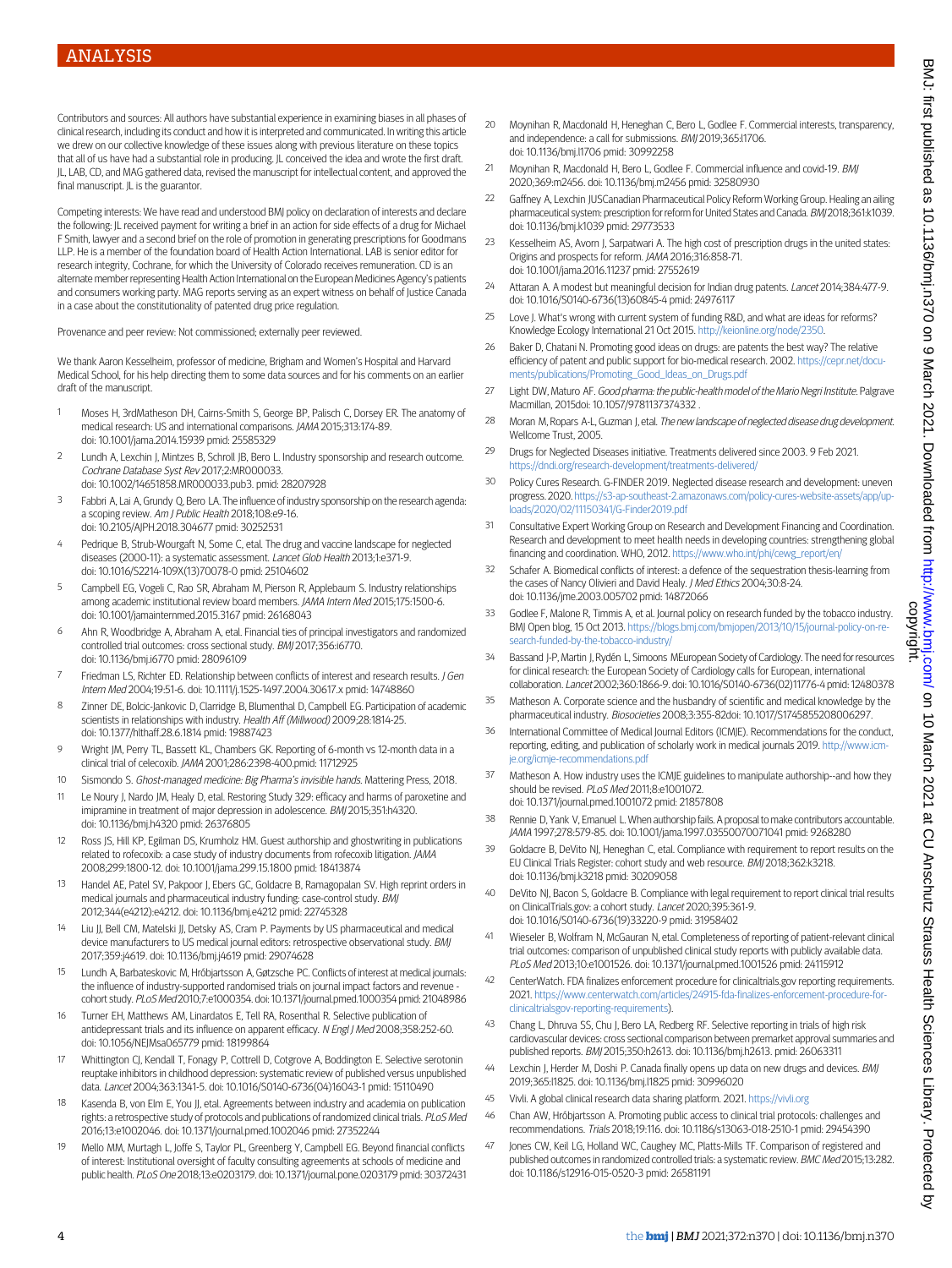Contributors and sources: All authors have substantial experience in examining biases in all phases of clinical research, including its conduct and how it is interpreted and communicated. In writing this article we drew on our collective knowledge of these issues along with previous literature on these topics that all of us have had a substantial role in producing. JL conceived the idea and wrote the first draft. JL, LAB, CD, and MAG gathered data, revised the manuscript for intellectual content, and approved the final manuscript. JL is the guarantor.

Competing interests: We have read and understood BMJ policy on declaration of interests and declare the following: JL received payment for writing a brief in an action for side effects of a drug for Michael F Smith, lawyer and a second brief on the role of promotion in generating prescriptions for Goodmans LLP. He is a member of the foundation board of Health Action International. LAB is senior editor for research integrity, Cochrane, for which the University of Colorado receives remuneration. CD is an alternate member representing Health Action International on the European Medicines Agency's patients and consumers working party. MAG reports serving as an expert witness on behalf of Justice Canada in a case about the constitutionality of patented drug price regulation.

Provenance and peer review: Not commissioned; externally peer reviewed.

We thank Aaron Kesselheim, professor of medicine, Brigham and Women's Hospital and Harvard Medical School, for his help directing them to some data sources and for his comments on an earlier draft of the manuscript.

1. Moses H, 3rdMatheson DH, Cairns-Smith S, George BP, Palisch C, Dorsey ER. The anatomy of medical research: US and international comparisons. *JAMA* 2015;313:174-89. doi: 10.1001/jama.2014.15939 pmid: 25585329
2. Lundh A, Lexchin J, Mintzes B, Schroll JB, Bero L. Industry sponsorship and research outcome. *Cochrane Database Syst Rev* 2017;2:MR000033. doi: 10.1002/14651858.MR000033.pub3. pmid: 28207928
3. Fabbri A, Lai A, Grundy Q, Bero LA. The influence of industry sponsorship on the research agenda: a scoping review. *Am J Public Health* 2018;108:e9-16. doi: 10.2105/AJPH.2018.304677 pmid: 30252531
4. Pedrique B, Strub-Wourgaft N, Some C, etal. The drug and vaccine landscape for neglected diseases (2000-11): a systematic assessment. *Lancet Glob Health* 2013;1:e371-9. doi: 10.1016/S2214-109X(13)70078-0 pmid: 25104602
5. Campbell EG, Vogeli C, Rao SR, Abraham M, Pierson R, Applebaum S. Industry relationships among academic institutional review board members. *JAMA Intern Med* 2015;175:1500-6. doi: 10.1001/jamainternmed.2015.3167 pmid: 26168043
6. Ahn R, Woodbridge A, Abraham A, etal. Financial ties of principal investigators and randomized controlled trial outcomes: cross sectional study. *BMJ* 2017;356:i6770. doi: 10.1136/bmj.i6770 pmid: 28096109
7. Friedman LS, Richter ED. Relationship between conflicts of interest and research results. *J Gen Intern Med* 2004;19:51-6. doi: 10.1111/j.1525-1497.2004.30617.x pmid: 14748860
8. Zinner DE, Bolcic-Jankovic D, Clarridge B, Blumenthal D, Campbell EG. Participation of academic scientists in relationships with industry. *Health Aff (Millwood)* 2009;28:1814-25. doi: 10.1377/hlthaff.28.6.1814 pmid: 19887423
9. Wright JM, Perry TL, Bassett KL, Chambers GK. Reporting of 6-month vs 12-month data in a clinical trial of celecoxib. *JAMA* 2001;286:2398-400.pmid: 11712925
10. Sismondo S. *Ghost-managed medicine: Big Pharma's invisible hands.* Mattering Press, 2018.
11. Le Noury J, Nardo JM, Healy D, etal. Restoring Study 329: efficacy and harms of paroxetine and imipramine in treatment of major depression in adolescence. *BMJ* 2015;351:h4320. doi: 10.1136/bmj.h4320 pmid: 26376805
12. Ross JS, Hill KP, Egilman DS, Krumholz HM. Guest authorship and ghostwriting in publications related to rofecoxib: a case study of industry documents from rofecoxib litigation. *JAMA* 2008;299:1800-12. doi: 10.1001/jama.299.15.1800 pmid: 18413874
13. Handel AE, Patel SV, Pakpoor J, Ebers GC, Goldacre B, Ramagopalan SV. High reprint orders in medical journals and pharmaceutical industry funding: case-control study. *BMJ* 2012;344(e4212):e4212. doi: 10.1136/bmj.e4212 pmid: 22745328
14. Liu JJ, Bell CM, Matelski JJ, Detsky AS, Cram P. Payments by US pharmaceutical and medical device manufacturers to US medical journal editors: retrospective observational study. *BMJ* 2017;359:j4619. doi: 10.1136/bmj.j4619 pmid: 29074628
15. Lundh A, Barbateskovic M, Hróbjartsson A, Gøtzsche PC. Conflicts of interest at medical journals: the influence of industry-supported randomised trials on journal impact factors and revenue - cohort study. *PLoS Med* 2010;7:e1000354. doi: 10.1371/journal.pmed.1000354 pmid: 21048986
16. Turner EH, Matthews AM, Linardatos E, Tell RA, Rosenthal R. Selective publication of antidepressant trials and its influence on apparent efficacy. *N Engl J Med* 2008;358:252-60. doi: 10.1056/NEJMsa065779 pmid: 18199864
17. Whittington CJ, Kendall T, Fonagy P, Cottrell D, Cotgrove A, Boddington E. Selective serotonin reuptake inhibitors in childhood depression: systematic review of published versus unpublished data. *Lancet* 2004;363:1341-5. doi: 10.1016/S0140-6736(04)16043-1 pmid: 15110490
18. Kasenda B, von Elm E, You JJ, etal. Agreements between industry and academia on publication rights: a retrospective study of protocols and publications of randomized clinical trials. *PLoS Med* 2016;13:e1002046. doi: 10.1371/journal.pmed.1002046 pmid: 27352244
19. Mello MM, Murtagh L, Joffe S, Taylor PL, Greenberg Y, Campbell EG. Beyond financial conflicts of interest: Institutional oversight of faculty consulting agreements at schools of medicine and public health. *PLoS One* 2018;13:e0203179. doi: 10.1371/journal.pone.0203179 pmid: 30372431
20. Moynihan R, Macdonald H, Heneghan C, Bero L, Godlee F. Commercial interests, transparency, and independence: a call for submissions. *BMJ* 2019;365:l1706. doi: 10.1136/bmj.l1706 pmid: 30992258
21. Moynihan R, Macdonald H, Bero L, Godlee F. Commercial influence and covid-19. *BMJ* 2020;369:m2456. doi: 10.1136/bmj.m2456 pmid: 32580930
22. Gaffney A, Lexchin JUSCanadian Pharmaceutical Policy Reform Working Group. Healing an ailing pharmaceutical system: prescription for reform for United States and Canada. *BMJ* 2018;361:k1039. doi: 10.1136/bmj.k1039 pmid: 29773533
23. Kesselheim AS, Avorn J, Sarpatwari A. The high cost of prescription drugs in the united states: Origins and prospects for reform. *JAMA* 2016;316:858-71. doi: 10.1001/jama.2016.11237 pmid: 27552619
24. Attaran A. A modest but meaningful decision for Indian drug patents. *Lancet* 2014;384:477-9. doi: 10.1016/S0140-6736(13)60845-4 pmid: 24976117
25. Love J. What's wrong with current system of funding R&D, and what are ideas for reforms? Knowledge Ecology International 21 Oct 2015. http://keionline.org/node/2350.
26. Baker D, Chatani N. Promoting good ideas on drugs: are patents the best way? The relative efficiency of patent and public support for bio-medical research. 2002. https://cepr.net/documents/publications/Promoting_Good_Ideas_on_Drugs.pdf
27. Light DW, Maturo AF. *Good pharma: the public-health model of the Mario Negri Institute.* Palgrave Macmillan, 2015doi: 10.1057/9781137374332 .
28. Moran M, Ropars A-L, Guzman J, etal. *The new landscape of neglected disease drug development.* Wellcome Trust, 2005.
29. Drugs for Neglected Diseases initiative. Treatments delivered since 2003. 9 Feb 2021. https://dndi.org/research-development/treatments-delivered/
30. Policy Cures Research. G-FINDER 2019. Neglected disease research and development: uneven progress. 2020. https://s3-ap-southeast-2.amazonaws.com/policy-cures-website-assets/app/uploads/2020/02/11150341/G-Finder2019.pdf
31. Consultative Expert Working Group on Research and Development Financing and Coordination. Research and development to meet health needs in developing countries: strengthening global financing and coordination. WHO, 2012. https://www.who.int/phi/cewg_report/en/
32. Schafer A. Biomedical conflicts of interest: a defence of the sequestration thesis-learning from the cases of Nancy Olivieri and David Healy. *J Med Ethics* 2004;30:8-24. doi: 10.1136/jme.2003.005702 pmid: 14872066
33. Godlee F, Malone R, Timmis A, et al. Journal policy on research funded by the tobacco industry. BMJ Open blog, 15 Oct 2013. https://blogs.bmj.com/bmjopen/2013/10/15/journal-policy-on-research-funded-by-the-tobacco-industry/
34. Bassand J-P, Martin J, Rydén L, Simoons MEuropean Society of Cardiology. The need for resources for clinical research: the European Society of Cardiology calls for European, international collaboration. *Lancet* 2002;360:1866-9. doi: 10.1016/S0140-6736(02)11776-4 pmid: 12480378
35. Matheson A. Corporate science and the husbandry of scientific and medical knowledge by the pharmaceutical industry. *Biosocieties* 2008;3:355-82doi: 10.1017/S1745855208006297.
36. International Committee of Medical Journal Editors (ICMJE). Recommendations for the conduct, reporting, editing, and publication of scholarly work in medical journals 2019. http://www.icmje.org/icmje-recommendations.pdf
37. Matheson A. How industry uses the ICMJE guidelines to manipulate authorship--and how they should be revised. *PLoS Med* 2011;8:e1001072. doi: 10.1371/journal.pmed.1001072 pmid: 21857808
38. Rennie D, Yank V, Emanuel L. When authorship fails. A proposal to make contributors accountable. *JAMA* 1997;278:579-85. doi: 10.1001/jama.1997.03550070071041 pmid: 9268280
39. Goldacre B, DeVito NJ, Heneghan C, etal. Compliance with requirement to report results on the EU Clinical Trials Register: cohort study and web resource. *BMJ* 2018;362:k3218. doi: 10.1136/bmj.k3218 pmid: 30209058
40. DeVito NJ, Bacon S, Goldacre B. Compliance with legal requirement to report clinical trial results on ClinicalTrials.gov: a cohort study. *Lancet* 2020;395:361-9. doi: 10.1016/S0140-6736(19)33220-9 pmid: 31958402
41. Wieseler B, Wolfram N, McGauran N, etal. Completeness of reporting of patient-relevant clinical trial outcomes: comparison of unpublished clinical study reports with publicly available data. *PLoS Med* 2013;10:e1001526. doi: 10.1371/journal.pmed.1001526 pmid: 24115912
42. CenterWatch. FDA finalizes enforcement procedure for clinicaltrials.gov reporting requirements. 2021. https://www.centerwatch.com/articles/24915-fda-finalizes-enforcement-procedure-for-clinicaltrialsgov-reporting-requirements).
43. Chang L, Dhruva SS, Chu J, Bero LA, Redberg RF. Selective reporting in trials of high risk cardiovascular devices: cross sectional comparison between premarket approval summaries and published reports. *BMJ* 2015;350:h2613. doi: 10.1136/bmj.h2613. pmid: 26063311
44. Lexchin J, Herder M, Doshi P. Canada finally opens up data on new drugs and devices. *BMJ* 2019;365:l1825. doi: 10.1136/bmj.l1825 pmid: 30996020
45. Vivli. A global clinical research data sharing platform. 2021. https://vivli.org
46. Chan AW, Hróbjartsson A. Promoting public access to clinical trial protocols: challenges and recommendations. *Trials* 2018;19:116. doi: 10.1186/s13063-018-2510-1 pmid: 29454390
47. Jones CW, Keil LG, Holland WC, Caughey MC, Platts-Mills TF. Comparison of registered and published outcomes in randomized controlled trials: a systematic review. *BMC Med* 2015;13:282. doi: 10.1186/s12916-015-0520-3 pmid: 26581191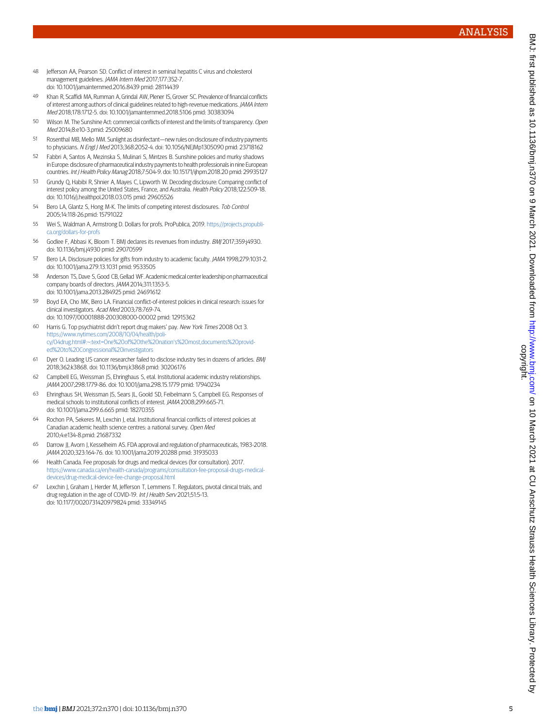48 Jefferson AA, Pearson SD. Conflict of interest in seminal hepatitis C virus and cholesterol management guidelines. *JAMA Intern Med* 2017;177:352-7. doi: 10.1001/jamainternmed.2016.8439 pmid: 28114439

49 Khan R, Scaffidi MA, Rumman A, Grindal AW, Plener IS, Grover SC. Prevalence of financial conflicts of interest among authors of clinical guidelines related to high-revenue medications. *JAMA Intern Med* 2018;178:1712-5. doi: 10.1001/jamainternmed.2018.5106 pmid: 30383094

50 Wilson M. The Sunshine Act: commercial conflicts of interest and the limits of transparency. *Open Med* 2014;8:e10-3.pmid: 25009680

51 Rosenthal MB, Mello MM. Sunlight as disinfectant—new rules on disclosure of industry payments to physicians. *N Engl J Med* 2013;368:2052-4. doi: 10.1056/NEJMp1305090 pmid: 23718162

52 Fabbri A, Santos A, Mezinska S, Mulinari S, Mintzes B. Sunshine policies and murky shadows in Europe: disclosure of pharmaceutical industry payments to health professionals in nine European countries. *Int J Health Policy Manag* 2018;7:504-9. doi: 10.15171/ijhpm.2018.20 pmid: 29935127

53 Grundy Q, Habibi R, Shnier A, Mayes C, Lipworth W. Decoding disclosure: Comparing conflict of interest policy among the United States, France, and Australia. *Health Policy* 2018;122:509-18. doi: 10.1016/j.healthpol.2018.03.015 pmid: 29605526

54 Bero LA, Glantz S, Hong M-K. The limits of competing interest disclosures. *Tob Control* 2005;14:118-26.pmid: 15791022

55 Wei S, Waldman A, Armstrong D. Dollars for profs. ProPublica, 2019. https://projects.propublica.org/dollars-for-profs

56 Godlee F, Abbasi K, Bloom T. BMJ declares its revenues from industry. *BMJ* 2017;359:j4930. doi: 10.1136/bmj.j4930 pmid: 29070599

57 Bero LA. Disclosure policies for gifts from industry to academic faculty. *JAMA* 1998;279:1031-2. doi: 10.1001/jama.279.13.1031 pmid: 9533505

58 Anderson TS, Dave S, Good CB, Gellad WF. Academic medical center leadership on pharmaceutical company boards of directors. *JAMA* 2014;311:1353-5. doi: 10.1001/jama.2013.284925 pmid: 24691612

59 Boyd EA, Cho MK, Bero LA. Financial conflict-of-interest policies in clinical research: issues for clinical investigators. *Acad Med* 2003;78:769-74. doi: 10.1097/00001888-200308000-00002 pmid: 12915362

60 Harris G. Top psychiatrist didn't report drug makers' pay. *New York Times* 2008 Oct 3. https://www.nytimes.com/2008/10/04/health/policy/04drug.html#:~:text=One%20of%20the%20nation's%20most,documents%20provided%20to%20Congressional%20investigators

61 Dyer O. Leading US cancer researcher failed to disclose industry ties in dozens of articles. *BMJ* 2018;362:k3868. doi: 10.1136/bmj.k3868 pmid: 30206176

62 Campbell EG, Weissman JS, Ehringhaus S, etal. Institutional academic industry relationships. *JAMA* 2007;298:1779-86. doi: 10.1001/jama.298.15.1779 pmid: 17940234

63 Ehringhaus SH, Weissman JS, Sears JL, Goold SD, Feibelmann S, Campbell EG. Responses of medical schools to institutional conflicts of interest. *JAMA* 2008;299:665-71. doi: 10.1001/jama.299.6.665 pmid: 18270355

64 Rochon PA, Sekeres M, Lexchin J, etal. Institutional financial conflicts of interest policies at Canadian academic health science centres: a national survey. *Open Med* 2010;4:e134-8.pmid: 21687332

65 Darrow JJ, Avorn J, Kesselheim AS. FDA approval and regulation of pharmaceuticals, 1983-2018. *JAMA* 2020;323:164-76. doi: 10.1001/jama.2019.20288 pmid: 31935033

66 Health Canada. Fee proposals for drugs and medical devices (for consultation). 2017. https://www.canada.ca/en/health-canada/programs/consultation-fee-proposal-drugs-medical-devices/drug-medical-device-fee-change-proposal.html

67 Lexchin J, Graham J, Herder M, Jefferson T, Lemmens T. Regulators, pivotal clinical trials, and drug regulation in the age of COVID-19. *Int J Health Serv* 2021;51:5-13. doi: 10.1177/0020731420979824 pmid: 33349145